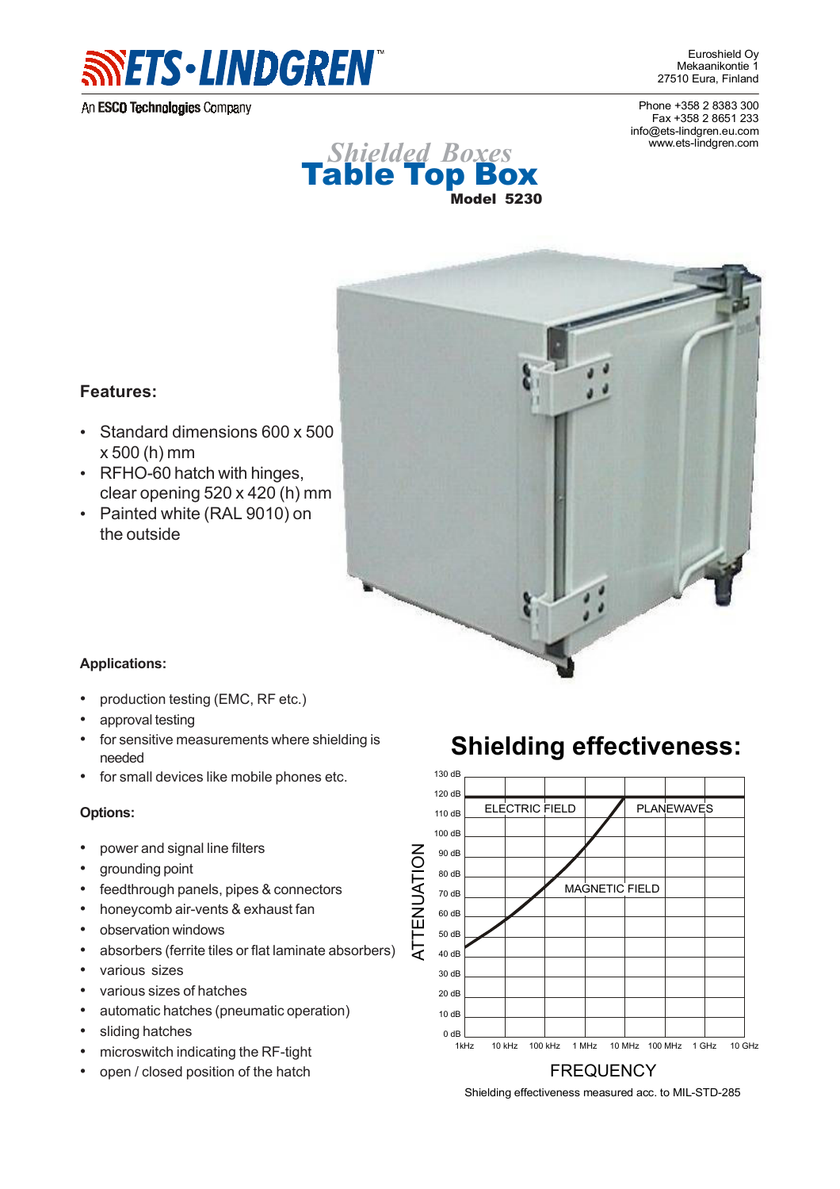Euroshield Oy
Mekaanikontie 1
27510 Eura, Finland

Phone +358 2 8383 300
Fax +358 2 8651 233
info@ets-lindgren.eu.com
www.ets-lindgren.com

*Shielded Boxes*

# Table Top Box

**Model 5230**

## Features:

- Standard dimensions 600 x 500 x 500 (h) mm
- RFHO-60 hatch with hinges, clear opening 520 x 420 (h) mm
- Painted white (RAL 9010) on the outside

### Applications:

- production testing (EMC, RF etc.)
- approval testing
- for sensitive measurements where shielding is needed
- for small devices like mobile phones etc.

### Options:

- power and signal line filters
- grounding point
- feedthrough panels, pipes & connectors
- honeycomb air-vents & exhaust fan
- observation windows
- absorbers (ferrite tiles or flat laminate absorbers)
- various sizes
- various sizes of hatches
- automatic hatches (pneumatic operation)
- sliding hatches
- microswitch indicating the RF-tight
- open / closed position of the hatch

## Shielding effectiveness:

Shielding effectiveness measured acc. to MIL-STD-285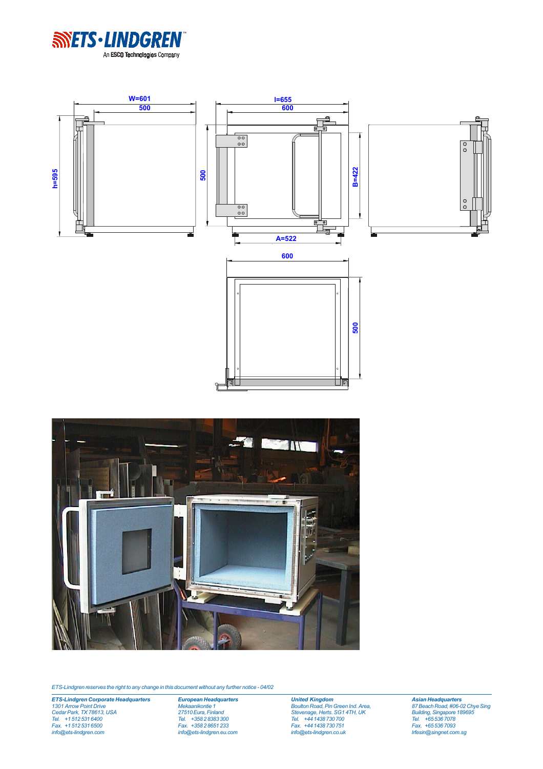W=601

500

h=595

l=655

600

500

B=422

A=522

600

500

*ETS-Lindgren reserves the right to any change in this document without any further notice - 04/02*

***ETS-Lindgren Corporate Headquarters***
*1301 Arrow Point Drive*
*Cedar Park, TX 78613, USA*
*Tel. +1 512 531 6400*
*Fax. +1 512 531 6500*
*info@ets-lindgren.com*

***European Headquarters***
*Mekaanikontie 1*
*27510 Eura, Finland*
*Tel. +358 2 8383 300*
*Fax. +358 2 8651 233*
*info@ets-lindgren.eu.com*

***United Kingdom***
*Boulton Road, Pin Green Ind. Area,*
*Stevenage, Herts. SG1 4TH, UK*
*Tel. +44 1438 730 700*
*Fax. +44 1438 730 751*
*info@ets-lindgren.co.uk*

***Asian Headquarters***
*87 Beach Road, #06-02 Chye Sing*
*Building, Singapore 189695*
*Tel. +65 536 7078*
*Fax. +65 536 7093*
*lrfesin@singnet.com.sg*